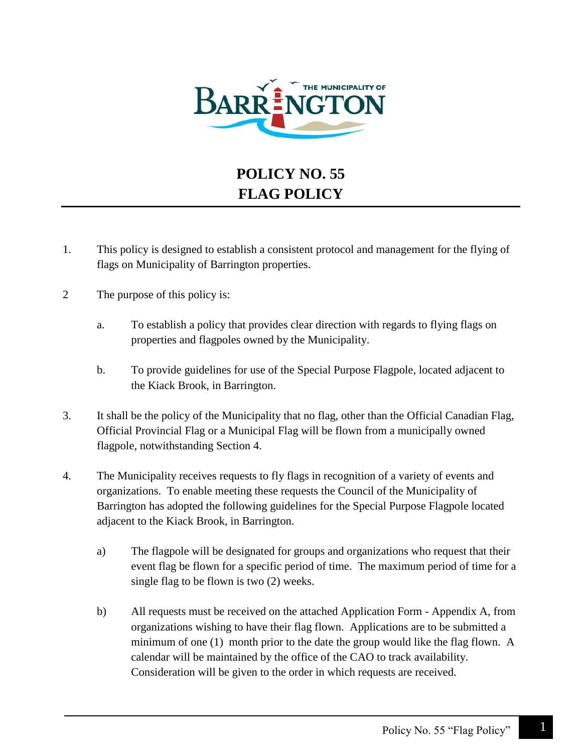THE MUNICIPALITY OF BARRINGTON

# POLICY NO. 55
# FLAG POLICY

1. This policy is designed to establish a consistent protocol and management for the flying of flags on Municipality of Barrington properties.

2 The purpose of this policy is:

   a. To establish a policy that provides clear direction with regards to flying flags on properties and flagpoles owned by the Municipality.

   b. To provide guidelines for use of the Special Purpose Flagpole, located adjacent to the Kiack Brook, in Barrington.

3. It shall be the policy of the Municipality that no flag, other than the Official Canadian Flag, Official Provincial Flag or a Municipal Flag will be flown from a municipally owned flagpole, notwithstanding Section 4.

4. The Municipality receives requests to fly flags in recognition of a variety of events and organizations. To enable meeting these requests the Council of the Municipality of Barrington has adopted the following guidelines for the Special Purpose Flagpole located adjacent to the Kiack Brook, in Barrington.

   a) The flagpole will be designated for groups and organizations who request that their event flag be flown for a specific period of time. The maximum period of time for a single flag to be flown is two (2) weeks.

   b) All requests must be received on the attached Application Form - Appendix A, from organizations wishing to have their flag flown. Applications are to be submitted a minimum of one (1) month prior to the date the group would like the flag flown. A calendar will be maintained by the office of the CAO to track availability. Consideration will be given to the order in which requests are received.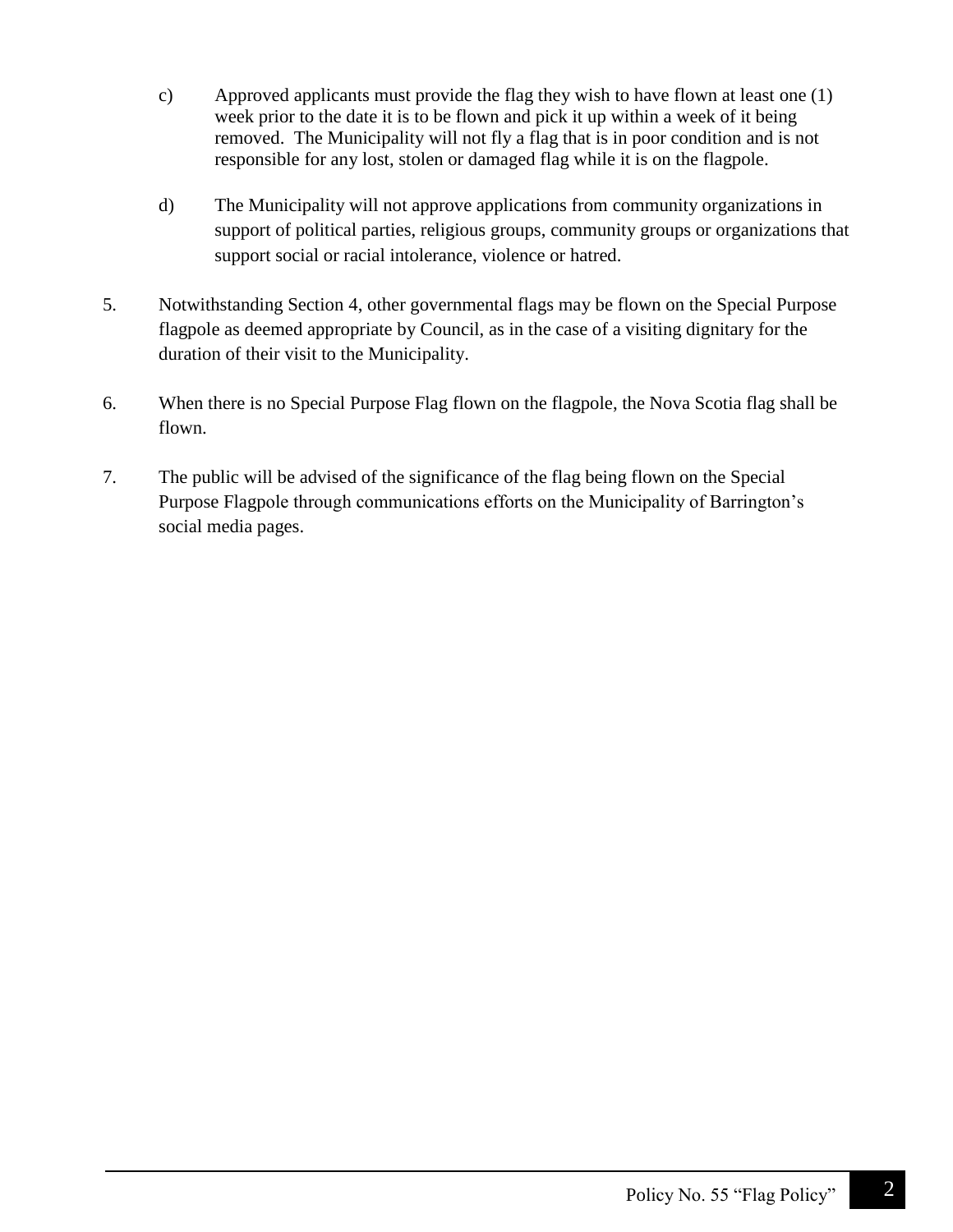c) Approved applicants must provide the flag they wish to have flown at least one (1) week prior to the date it is to be flown and pick it up within a week of it being removed. The Municipality will not fly a flag that is in poor condition and is not responsible for any lost, stolen or damaged flag while it is on the flagpole.

d) The Municipality will not approve applications from community organizations in support of political parties, religious groups, community groups or organizations that support social or racial intolerance, violence or hatred.

5. Notwithstanding Section 4, other governmental flags may be flown on the Special Purpose flagpole as deemed appropriate by Council, as in the case of a visiting dignitary for the duration of their visit to the Municipality.

6. When there is no Special Purpose Flag flown on the flagpole, the Nova Scotia flag shall be flown.

7. The public will be advised of the significance of the flag being flown on the Special Purpose Flagpole through communications efforts on the Municipality of Barrington's social media pages.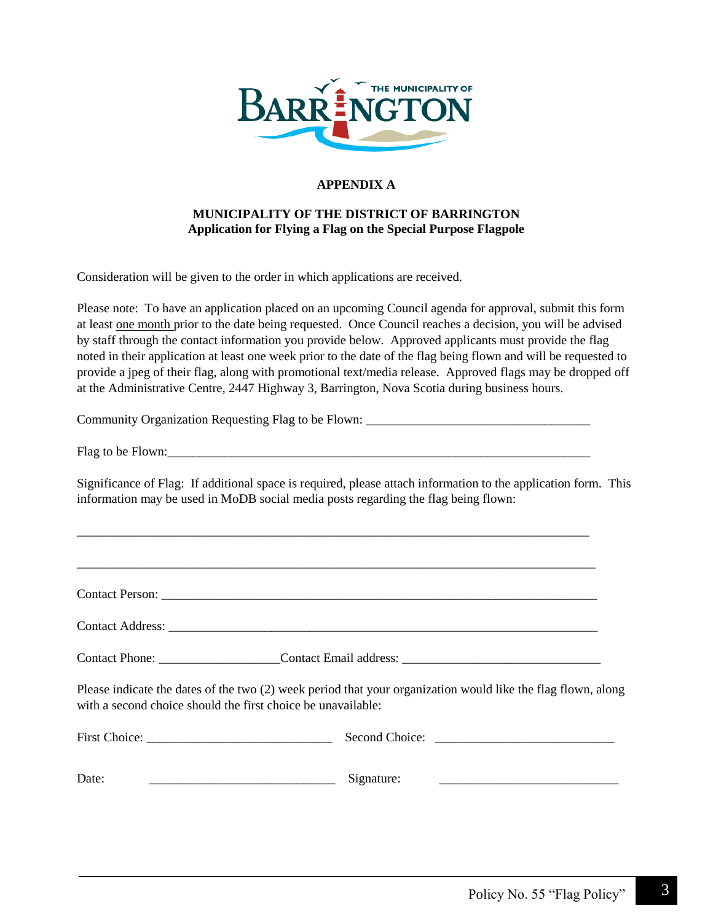**APPENDIX A**

**MUNICIPALITY OF THE DISTRICT OF BARRINGTON**
**Application for Flying a Flag on the Special Purpose Flagpole**

Consideration will be given to the order in which applications are received.

Please note: To have an application placed on an upcoming Council agenda for approval, submit this form at least one month prior to the date being requested. Once Council reaches a decision, you will be advised by staff through the contact information you provide below. Approved applicants must provide the flag noted in their application at least one week prior to the date of the flag being flown and will be requested to provide a jpeg of their flag, along with promotional text/media release. Approved flags may be dropped off at the Administrative Centre, 2447 Highway 3, Barrington, Nova Scotia during business hours.

Community Organization Requesting Flag to be Flown: ___________________________________

Flag to be Flown:_____________________________________________________________________

Significance of Flag: If additional space is required, please attach information to the application form. This information may be used in MoDB social media posts regarding the flag being flown:

_____________________________________________________________________________________

_____________________________________________________________________________________

Contact Person: ______________________________________________________________________

Contact Address: _____________________________________________________________________

Contact Phone: ___________________Contact Email address: _______________________________

Please indicate the dates of the two (2) week period that your organization would like the flag flown, along with a second choice should the first choice be unavailable:

First Choice: _____________________________ Second Choice: ____________________________

Date: _____________________________ Signature: ____________________________

Policy No. 55 "Flag Policy"